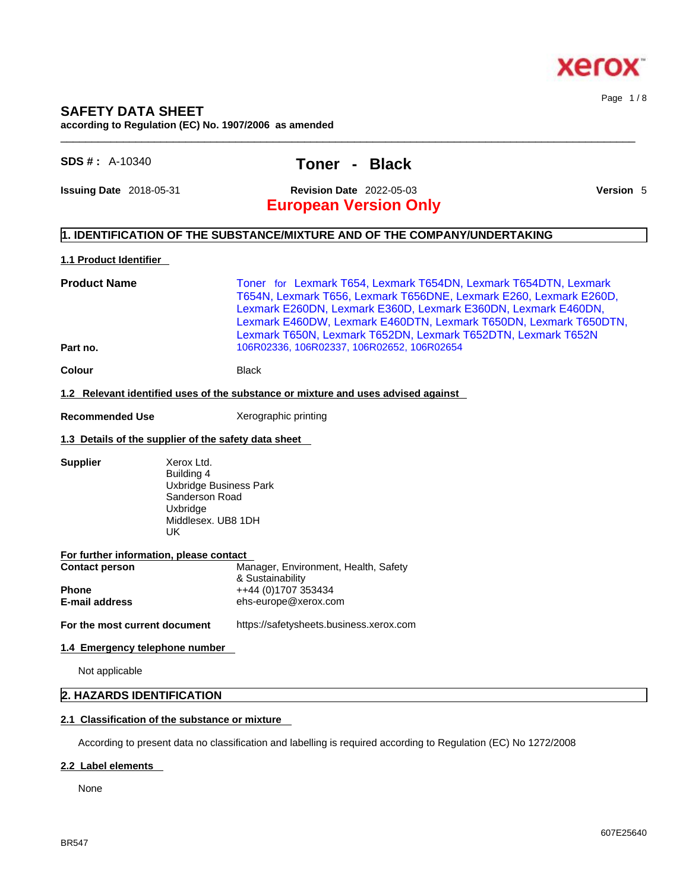# SAFETY DATA SHEET

**according to Regulation (EC) No. 1907/2006 as amended**

**SDS # :** A-10340

## Toner - Black

**Issuing Date** 2018-05-31 **Revision Date** 2022-05-03 **Version** 5

**European Version Only**

## 1. IDENTIFICATION OF THE SUBSTANCE/MIXTURE AND OF THE COMPANY/UNDERTAKING

### 1.1 Product Identifier

| | |
|---|---|
| **Product Name** | Toner for Lexmark T654, Lexmark T654DN, Lexmark T654DTN, Lexmark T654N, Lexmark T656, Lexmark T656DNE, Lexmark E260, Lexmark E260D, Lexmark E260DN, Lexmark E360D, Lexmark E360DN, Lexmark E460DN, Lexmark E460DW, Lexmark E460DTN, Lexmark T650DN, Lexmark T650DTN, Lexmark T650N, Lexmark T652DN, Lexmark T652DTN, Lexmark T652N |
| **Part no.** | 106R02336, 106R02337, 106R02652, 106R02654 |
| **Colour** | Black |

### 1.2 Relevant identified uses of the substance or mixture and uses advised against

**Recommended Use** Xerographic printing

### 1.3 Details of the supplier of the safety data sheet

**Supplier**

Xerox Ltd.
Building 4
Uxbridge Business Park
Sanderson Road
Uxbridge
Middlesex. UB8 1DH
UK

**For further information, please contact**

| | |
|---|---|
| **Contact person** | Manager, Environment, Health, Safety & Sustainability |
| **Phone** | ++44 (0)1707 353434 |
| **E-mail address** | ehs-europe@xerox.com |
| **For the most current document** | https://safetysheets.business.xerox.com |

### 1.4 Emergency telephone number

Not applicable

## 2. HAZARDS IDENTIFICATION

### 2.1 Classification of the substance or mixture

According to present data no classification and labelling is required according to Regulation (EC) No 1272/2008

### 2.2 Label elements

None

BR547

607E25640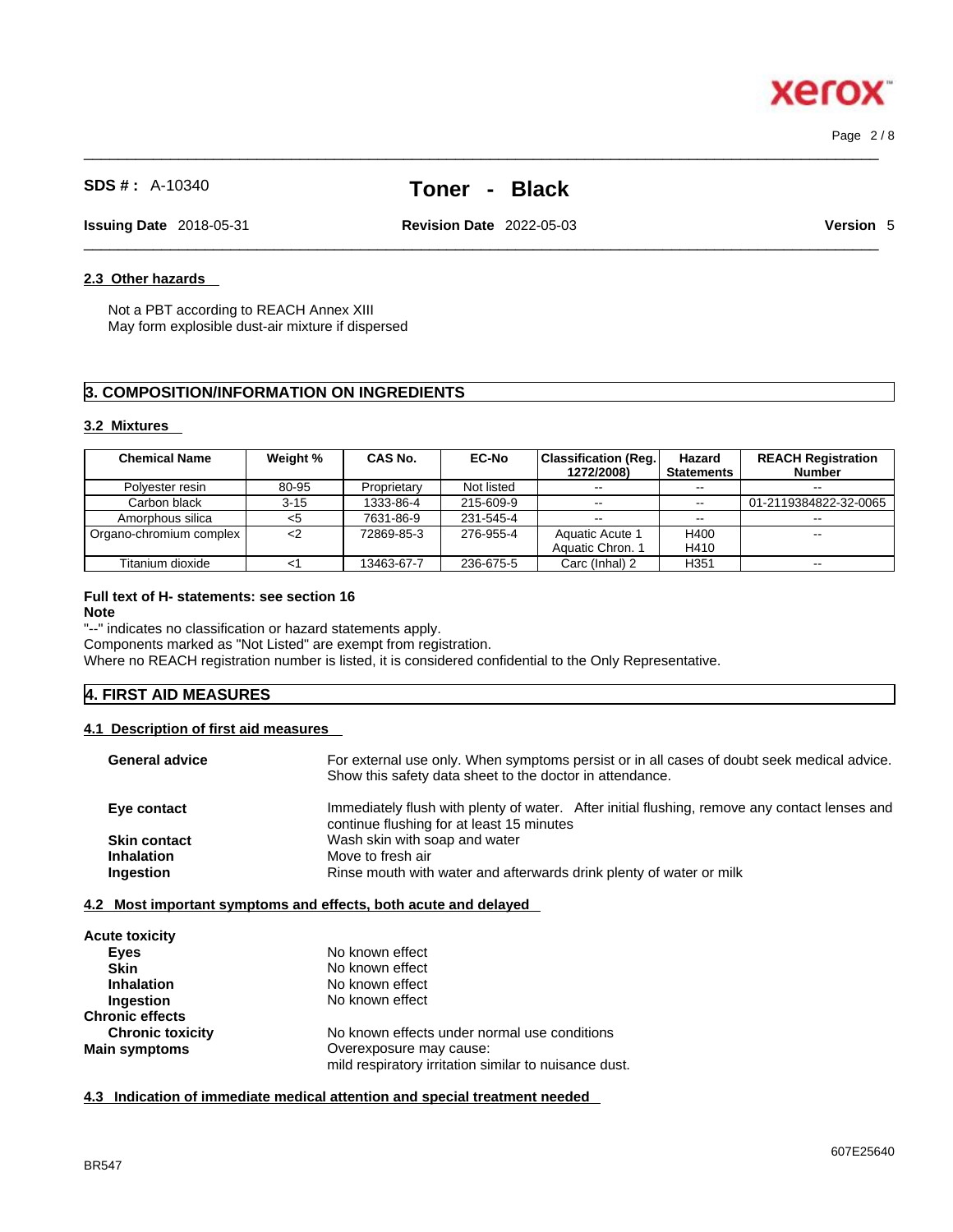### 2.3 Other hazards

Not a PBT according to REACH Annex XIII
May form explosible dust-air mixture if dispersed

## 3. COMPOSITION/INFORMATION ON INGREDIENTS

### 3.2 Mixtures

| Chemical Name | Weight % | CAS No. | EC-No | Classification (Reg. 1272/2008) | Hazard Statements | REACH Registration Number |
|---|---|---|---|---|---|---|
| Polyester resin | 80-95 | Proprietary | Not listed | -- | -- | -- |
| Carbon black | 3-15 | 1333-86-4 | 215-609-9 | -- | -- | 01-2119384822-32-0065 |
| Amorphous silica | <5 | 7631-86-9 | 231-545-4 | -- | -- | -- |
| Organo-chromium complex | <2 | 72869-85-3 | 276-955-4 | Aquatic Acute 1 Aquatic Chron. 1 | H400 H410 | -- |
| Titanium dioxide | <1 | 13463-67-7 | 236-675-5 | Carc (Inhal) 2 | H351 | -- |

**Full text of H- statements: see section 16**

**Note**

"--" indicates no classification or hazard statements apply.
Components marked as "Not Listed" are exempt from registration.
Where no REACH registration number is listed, it is considered confidential to the Only Representative.

## 4. FIRST AID MEASURES

### 4.1 Description of first aid measures

**General advice** For external use only. When symptoms persist or in all cases of doubt seek medical advice. Show this safety data sheet to the doctor in attendance.

**Eye contact** Immediately flush with plenty of water. After initial flushing, remove any contact lenses and continue flushing for at least 15 minutes

**Skin contact** Wash skin with soap and water

**Inhalation** Move to fresh air

**Ingestion** Rinse mouth with water and afterwards drink plenty of water or milk

### 4.2 Most important symptoms and effects, both acute and delayed

**Acute toxicity**

**Eyes** No known effect

**Skin** No known effect

**Inhalation** No known effect

**Ingestion** No known effect

**Chronic effects**

**Chronic toxicity** No known effects under normal use conditions

**Main symptoms** Overexposure may cause:
mild respiratory irritation similar to nuisance dust.

### 4.3 Indication of immediate medical attention and special treatment needed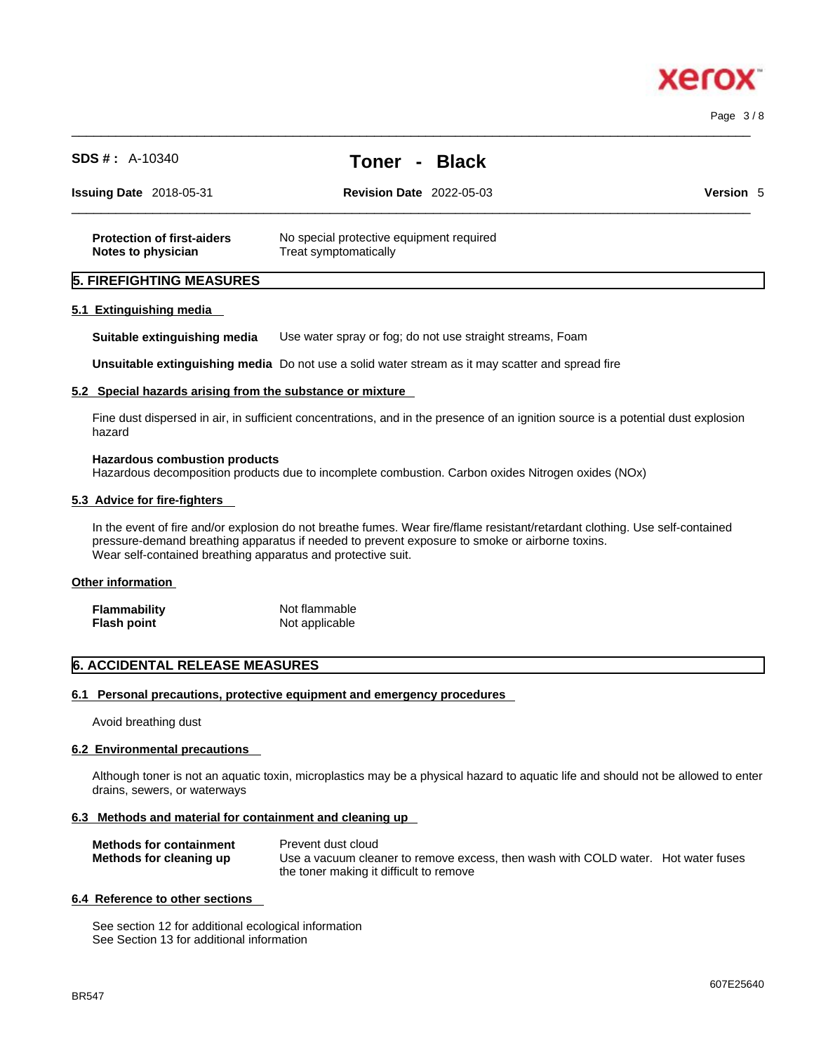| | |
|---|---|
| **Protection of first-aiders** | No special protective equipment required |
| **Notes to physician** | Treat symptomatically |

## 5. FIREFIGHTING MEASURES

### 5.1 Extinguishing media

| | |
|---|---|
| **Suitable extinguishing media** | Use water spray or fog; do not use straight streams, Foam |
| **Unsuitable extinguishing media** | Do not use a solid water stream as it may scatter and spread fire |

### 5.2 Special hazards arising from the substance or mixture

Fine dust dispersed in air, in sufficient concentrations, and in the presence of an ignition source is a potential dust explosion hazard

**Hazardous combustion products**
Hazardous decomposition products due to incomplete combustion. Carbon oxides Nitrogen oxides (NOx)

### 5.3 Advice for fire-fighters

In the event of fire and/or explosion do not breathe fumes. Wear fire/flame resistant/retardant clothing. Use self-contained pressure-demand breathing apparatus if needed to prevent exposure to smoke or airborne toxins.
Wear self-contained breathing apparatus and protective suit.

### Other information

| | |
|---|---|
| **Flammability** | Not flammable |
| **Flash point** | Not applicable |

## 6. ACCIDENTAL RELEASE MEASURES

### 6.1 Personal precautions, protective equipment and emergency procedures

Avoid breathing dust

### 6.2 Environmental precautions

Although toner is not an aquatic toxin, microplastics may be a physical hazard to aquatic life and should not be allowed to enter drains, sewers, or waterways

### 6.3 Methods and material for containment and cleaning up

| | |
|---|---|
| **Methods for containment** | Prevent dust cloud |
| **Methods for cleaning up** | Use a vacuum cleaner to remove excess, then wash with COLD water. Hot water fuses the toner making it difficult to remove |

### 6.4 Reference to other sections

See section 12 for additional ecological information
See Section 13 for additional information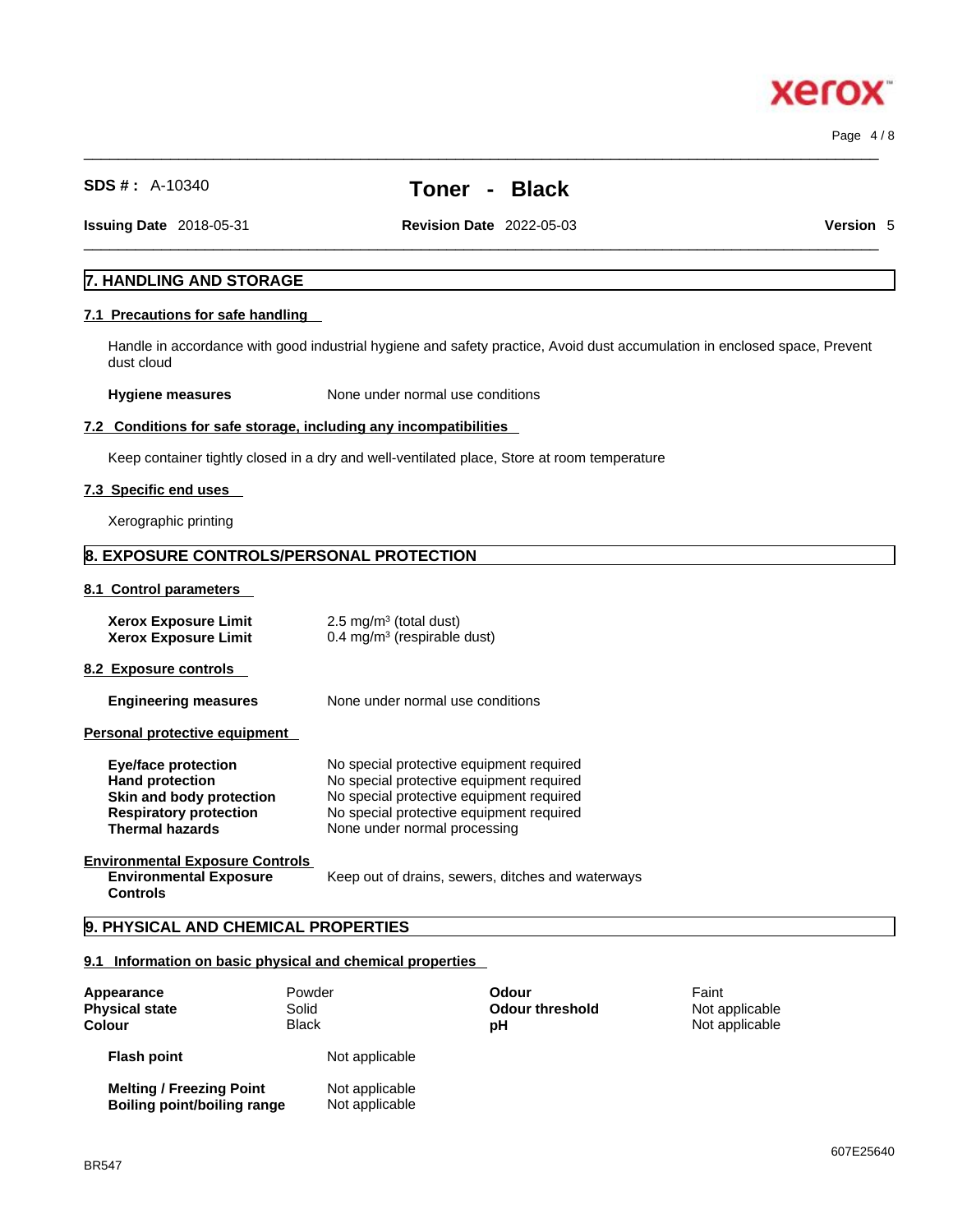## 7. HANDLING AND STORAGE

### 7.1 Precautions for safe handling

Handle in accordance with good industrial hygiene and safety practice, Avoid dust accumulation in enclosed space, Prevent dust cloud

**Hygiene measures** None under normal use conditions

### 7.2 Conditions for safe storage, including any incompatibilities

Keep container tightly closed in a dry and well-ventilated place, Store at room temperature

### 7.3 Specific end uses

Xerographic printing

## 8. EXPOSURE CONTROLS/PERSONAL PROTECTION

### 8.1 Control parameters

| | |
|---|---|
| **Xerox Exposure Limit** | 2.5 mg/m³ (total dust) |
| **Xerox Exposure Limit** | 0.4 mg/m³ (respirable dust) |

### 8.2 Exposure controls

**Engineering measures** None under normal use conditions

**Personal protective equipment**

| | |
|---|---|
| **Eye/face protection** | No special protective equipment required |
| **Hand protection** | No special protective equipment required |
| **Skin and body protection** | No special protective equipment required |
| **Respiratory protection** | No special protective equipment required |
| **Thermal hazards** | None under normal processing |

**Environmental Exposure Controls**

**Environmental Exposure Controls** Keep out of drains, sewers, ditches and waterways

## 9. PHYSICAL AND CHEMICAL PROPERTIES

### 9.1 Information on basic physical and chemical properties

| | | | |
|---|---|---|---|
| **Appearance** | Powder | **Odour** | Faint |
| **Physical state** | Solid | **Odour threshold** | Not applicable |
| **Colour** | Black | **pH** | Not applicable |

| | |
|---|---|
| **Flash point** | Not applicable |
| **Melting / Freezing Point** | Not applicable |
| **Boiling point/boiling range** | Not applicable |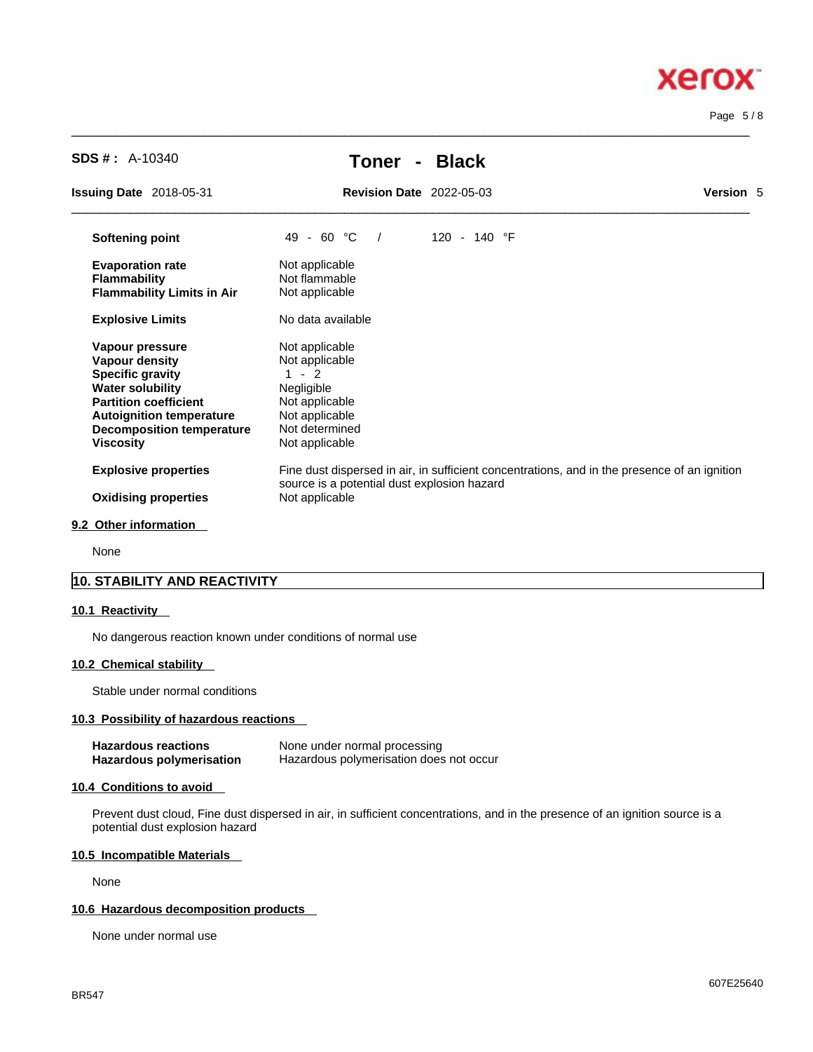| | |
|---|---|
| **Softening point** | 49 - 60 °C / 120 - 140 °F |
| **Evaporation rate** | Not applicable |
| **Flammability** | Not flammable |
| **Flammability Limits in Air** | Not applicable |
| **Explosive Limits** | No data available |
| **Vapour pressure** | Not applicable |
| **Vapour density** | Not applicable |
| **Specific gravity** | 1 - 2 |
| **Water solubility** | Negligible |
| **Partition coefficient** | Not applicable |
| **Autoignition temperature** | Not applicable |
| **Decomposition temperature** | Not determined |
| **Viscosity** | Not applicable |
| **Explosive properties** | Fine dust dispersed in air, in sufficient concentrations, and in the presence of an ignition source is a potential dust explosion hazard |
| **Oxidising properties** | Not applicable |

### 9.2 Other information

None

## 10. STABILITY AND REACTIVITY

### 10.1 Reactivity

No dangerous reaction known under conditions of normal use

### 10.2 Chemical stability

Stable under normal conditions

### 10.3 Possibility of hazardous reactions

| | |
|---|---|
| **Hazardous reactions** | None under normal processing |
| **Hazardous polymerisation** | Hazardous polymerisation does not occur |

### 10.4 Conditions to avoid

Prevent dust cloud, Fine dust dispersed in air, in sufficient concentrations, and in the presence of an ignition source is a potential dust explosion hazard

### 10.5 Incompatible Materials

None

### 10.6 Hazardous decomposition products

None under normal use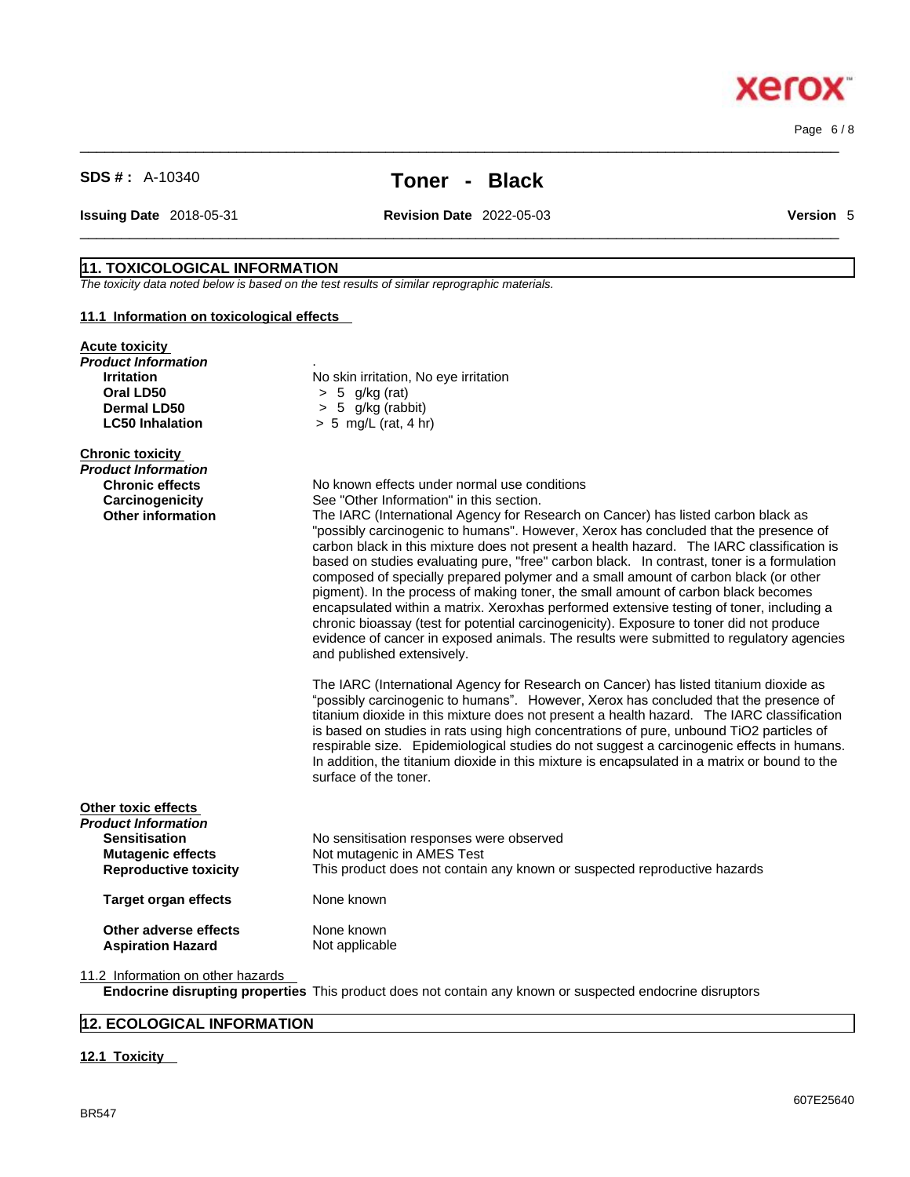**SDS # :** A-10340

# Toner - Black

**Issuing Date** 2018-05-31 **Revision Date** 2022-05-03 **Version** 5

## 11. TOXICOLOGICAL INFORMATION

*The toxicity data noted below is based on the test results of similar reprographic materials.*

### 11.1 Information on toxicological effects

**Acute toxicity**

***Product Information*** .

| | |
|---|---|
| **Irritation** | No skin irritation, No eye irritation |
| **Oral LD50** | > 5 g/kg (rat) |
| **Dermal LD50** | > 5 g/kg (rabbit) |
| **LC50 Inhalation** | > 5 mg/L (rat, 4 hr) |

**Chronic toxicity**

***Product Information***

**Chronic effects** No known effects under normal use conditions

**Carcinogenicity** See "Other Information" in this section.

**Other information** The IARC (International Agency for Research on Cancer) has listed carbon black as "possibly carcinogenic to humans". However, Xerox has concluded that the presence of carbon black in this mixture does not present a health hazard. The IARC classification is based on studies evaluating pure, "free" carbon black. In contrast, toner is a formulation composed of specially prepared polymer and a small amount of carbon black (or other pigment). In the process of making toner, the small amount of carbon black becomes encapsulated within a matrix. Xeroxhas performed extensive testing of toner, including a chronic bioassay (test for potential carcinogenicity). Exposure to toner did not produce evidence of cancer in exposed animals. The results were submitted to regulatory agencies and published extensively.

The IARC (International Agency for Research on Cancer) has listed titanium dioxide as "possibly carcinogenic to humans". However, Xerox has concluded that the presence of titanium dioxide in this mixture does not present a health hazard. The IARC classification is based on studies in rats using high concentrations of pure, unbound $TiO_2$ particles of respirable size. Epidemiological studies do not suggest a carcinogenic effects in humans. In addition, the titanium dioxide in this mixture is encapsulated in a matrix or bound to the surface of the toner.

**Other toxic effects**

***Product Information***

| | |
|---|---|
| **Sensitisation** | No sensitisation responses were observed |
| **Mutagenic effects** | Not mutagenic in AMES Test |
| **Reproductive toxicity** | This product does not contain any known or suspected reproductive hazards |
| **Target organ effects** | None known |
| **Other adverse effects** | None known |
| **Aspiration Hazard** | Not applicable |

### 11.2 Information on other hazards

**Endocrine disrupting properties** This product does not contain any known or suspected endocrine disruptors

## 12. ECOLOGICAL INFORMATION

### 12.1 Toxicity

607E25640

BR547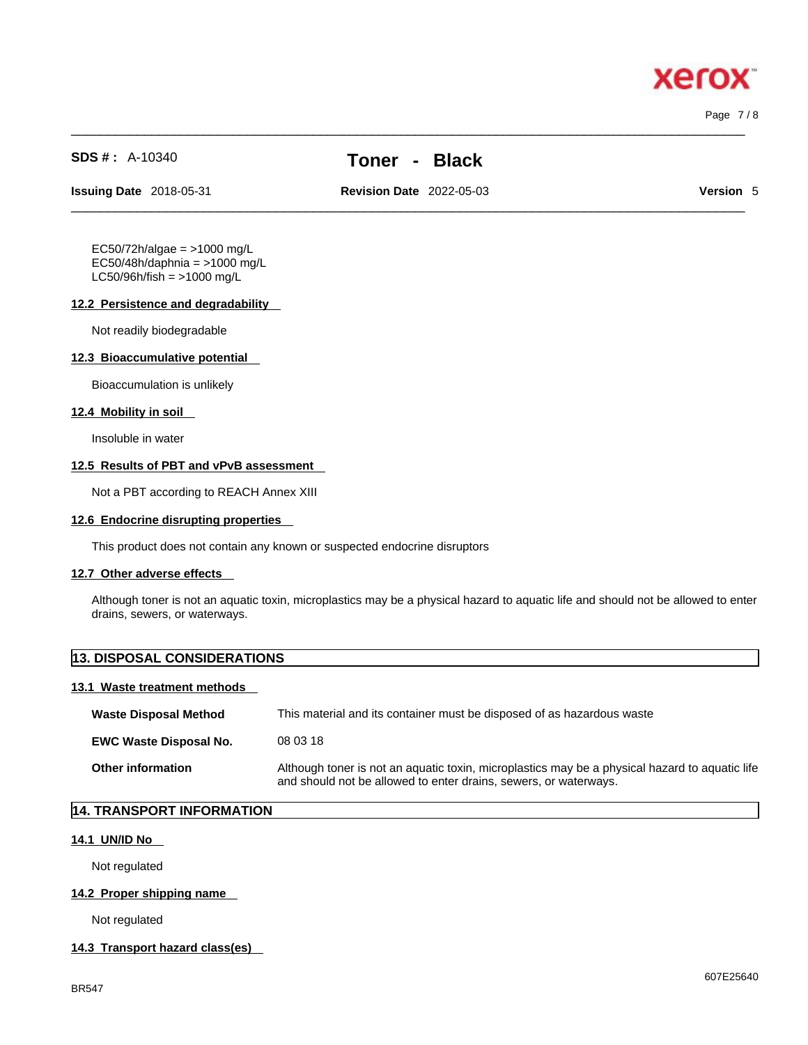EC50/72h/algae = >1000 mg/L
EC50/48h/daphnia = >1000 mg/L
LC50/96h/fish = >1000 mg/L

### 12.2 Persistence and degradability

Not readily biodegradable

### 12.3 Bioaccumulative potential

Bioaccumulation is unlikely

### 12.4 Mobility in soil

Insoluble in water

### 12.5 Results of PBT and vPvB assessment

Not a PBT according to REACH Annex XIII

### 12.6 Endocrine disrupting properties

This product does not contain any known or suspected endocrine disruptors

### 12.7 Other adverse effects

Although toner is not an aquatic toxin, microplastics may be a physical hazard to aquatic life and should not be allowed to enter drains, sewers, or waterways.

## 13. DISPOSAL CONSIDERATIONS

### 13.1 Waste treatment methods

| | |
|---|---|
| **Waste Disposal Method** | This material and its container must be disposed of as hazardous waste |
| **EWC Waste Disposal No.** | 08 03 18 |
| **Other information** | Although toner is not an aquatic toxin, microplastics may be a physical hazard to aquatic life and should not be allowed to enter drains, sewers, or waterways. |

## 14. TRANSPORT INFORMATION

### 14.1 UN/ID No

Not regulated

### 14.2 Proper shipping name

Not regulated

### 14.3 Transport hazard class(es)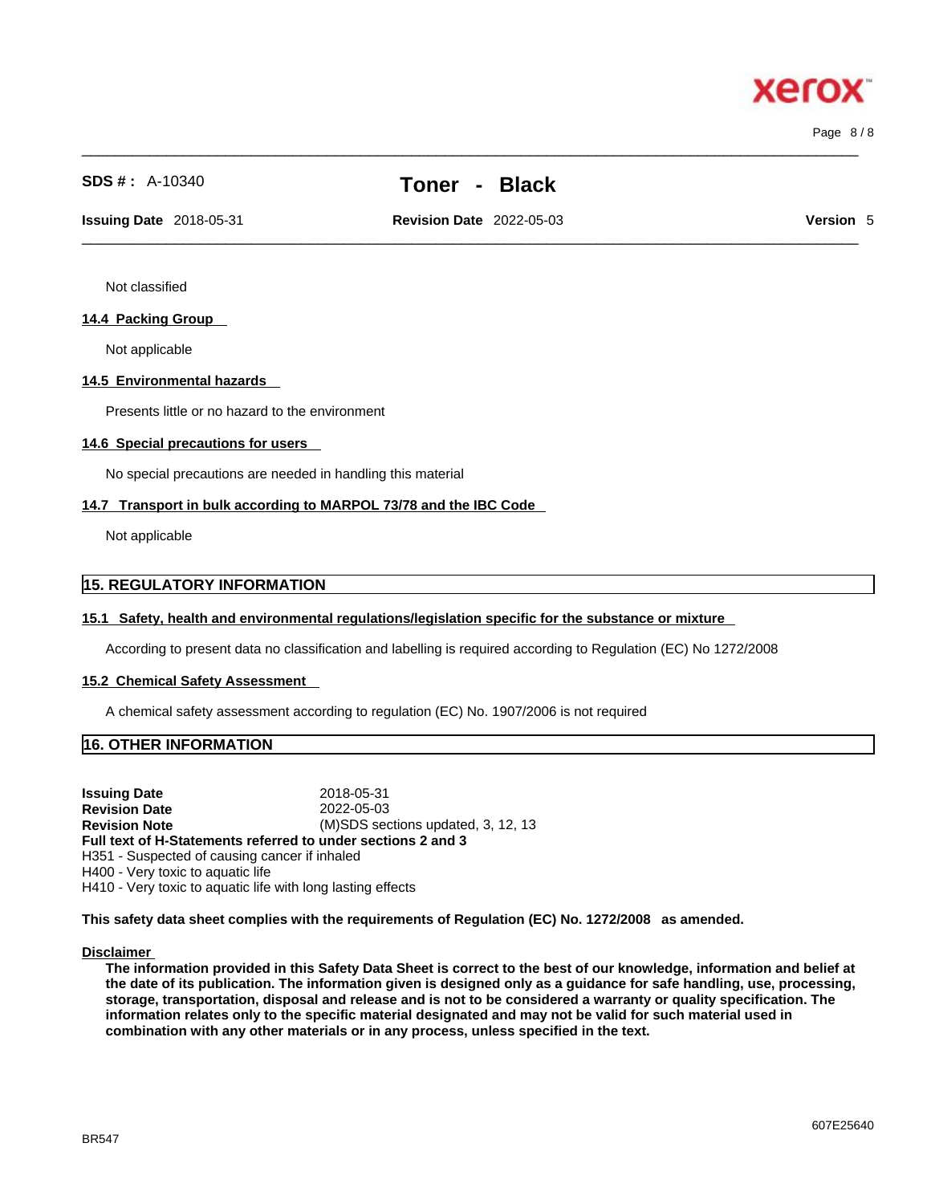Not classified

### 14.4 Packing Group

Not applicable

### 14.5 Environmental hazards

Presents little or no hazard to the environment

### 14.6 Special precautions for users

No special precautions are needed in handling this material

### 14.7 Transport in bulk according to MARPOL 73/78 and the IBC Code

Not applicable

## 15. REGULATORY INFORMATION

### 15.1 Safety, health and environmental regulations/legislation specific for the substance or mixture

According to present data no classification and labelling is required according to Regulation (EC) No 1272/2008

### 15.2 Chemical Safety Assessment

A chemical safety assessment according to regulation (EC) No. 1907/2006 is not required

## 16. OTHER INFORMATION

**Issuing Date** 2018-05-31
**Revision Date** 2022-05-03
**Revision Note** (M)SDS sections updated, 3, 12, 13

**Full text of H-Statements referred to under sections 2 and 3**

H351 - Suspected of causing cancer if inhaled
H400 - Very toxic to aquatic life
H410 - Very toxic to aquatic life with long lasting effects

**This safety data sheet complies with the requirements of Regulation (EC) No. 1272/2008 as amended.**

**Disclaimer**

**The information provided in this Safety Data Sheet is correct to the best of our knowledge, information and belief at the date of its publication. The information given is designed only as a guidance for safe handling, use, processing, storage, transportation, disposal and release and is not to be considered a warranty or quality specification. The information relates only to the specific material designated and may not be valid for such material used in combination with any other materials or in any process, unless specified in the text.**

607E25640

BR547